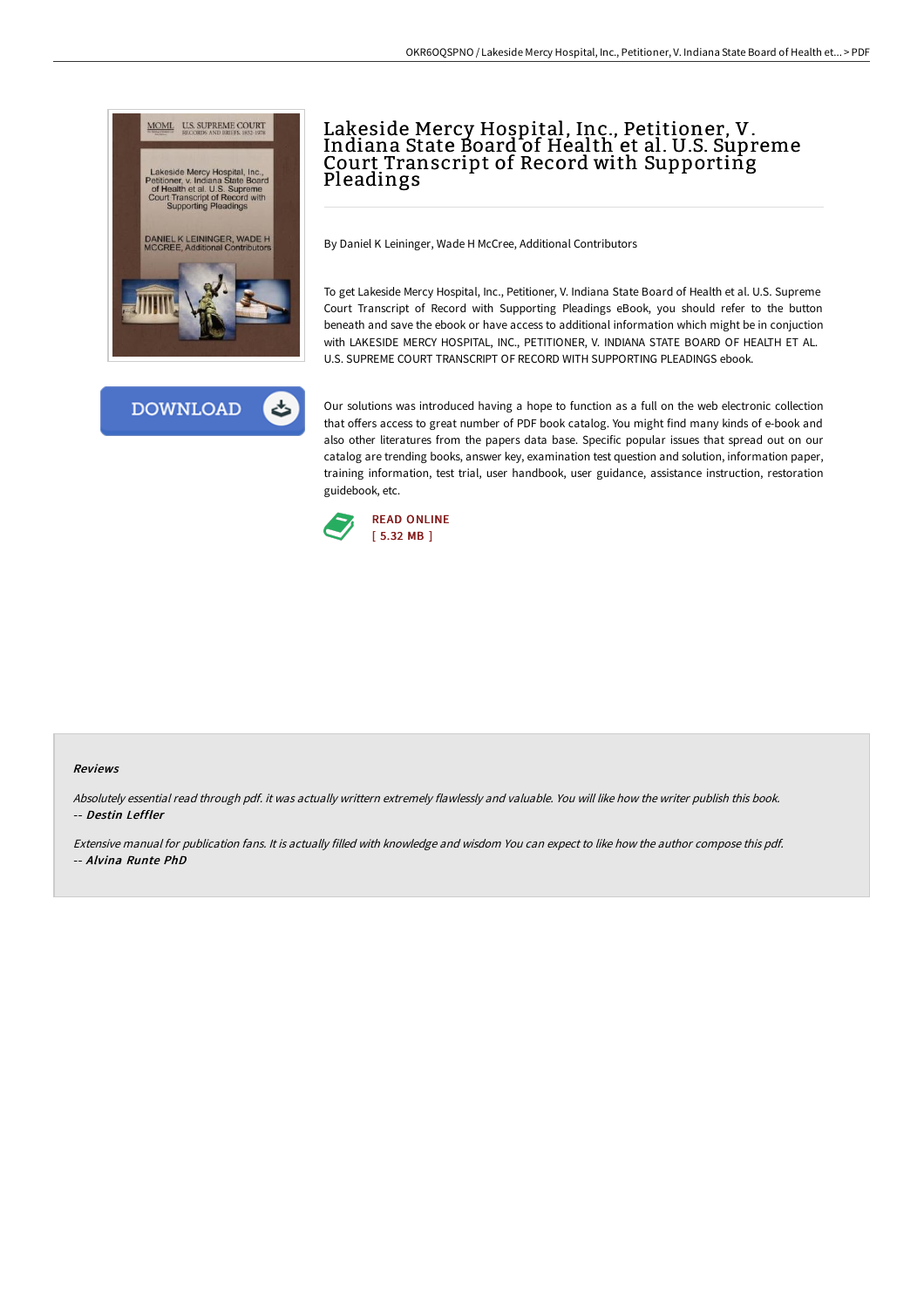# Lakeside Mercy Hospital, Inc., Petitioner, V. Indiana State Board of Health et al. U.S. Supreme Court Transcript of Record with Supporting Pleadings

By Daniel K Leininger, Wade H McCree, Additional Contributors

To get Lakeside Mercy Hospital, Inc., Petitioner, V. Indiana State Board of Health et al. U.S. Supreme Court Transcript of Record with Supporting Pleadings eBook, you should refer to the button beneath and save the ebook or have access to additional information which might be in conjuction with LAKESIDE MERCY HOSPITAL, INC., PETITIONER, V. INDIANA STATE BOARD OF HEALTH ET AL. U.S. SUPREME COURT TRANSCRIPT OF RECORD WITH SUPPORTING PLEADINGS ebook.

DOWNLOAD

Our solutions was introduced having a hope to function as a full on the web electronic collection that offers access to great number of PDF book catalog. You might find many kinds of e-book and also other literatures from the papers data base. Specific popular issues that spread out on our catalog are trending books, answer key, examination test question and solution, information paper, training information, test trial, user handbook, user guidance, assistance instruction, restoration guidebook, etc.

READ ONLINE
[ 5.32 MB ]

## Reviews

*Absolutely essential read through pdf. it was actually writtern extremely flawlessly and valuable. You will like how the writer publish this book.*
*-- Destin Leffler*

*Extensive manual for publication fans. It is actually filled with knowledge and wisdom You can expect to like how the author compose this pdf.*
*-- Alvina Runte PhD*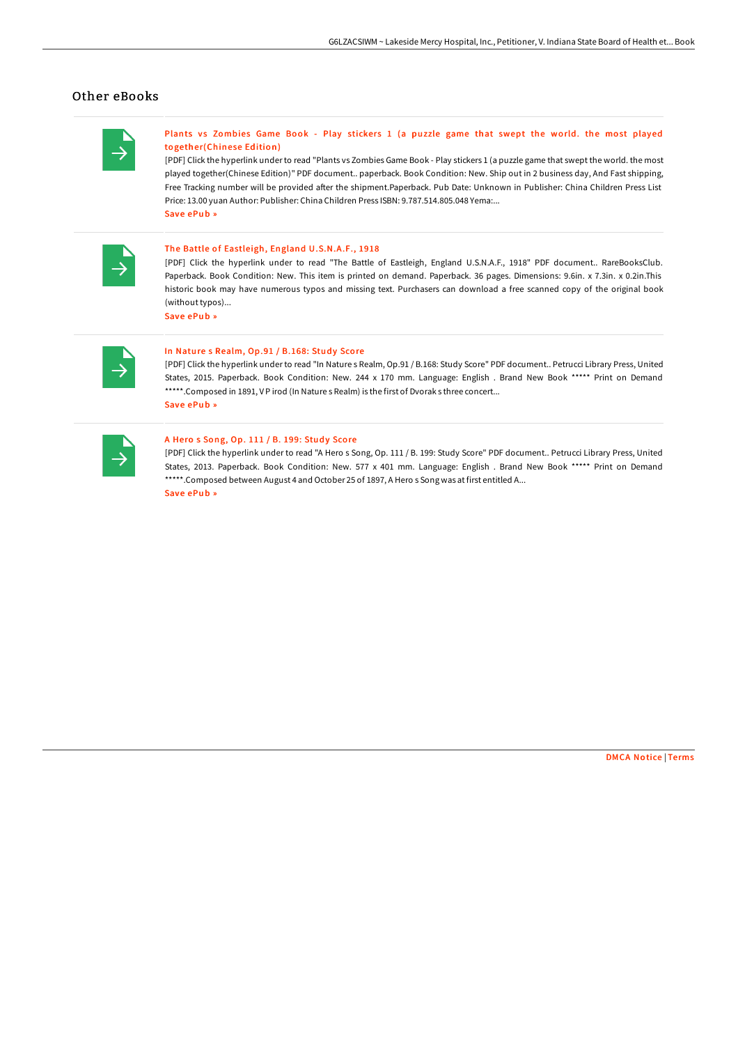## Other eBooks

### Plants vs Zombies Game Book - Play stickers 1 (a puzzle game that swept the world. the most played together(Chinese Edition)

[PDF] Click the hyperlink under to read "Plants vs Zombies Game Book - Play stickers 1 (a puzzle game that swept the world. the most played together(Chinese Edition)" PDF document.. paperback. Book Condition: New. Ship out in 2 business day, And Fast shipping, Free Tracking number will be provided after the shipment.Paperback. Pub Date: Unknown in Publisher: China Children Press List Price: 13.00 yuan Author: Publisher: China Children Press ISBN: 9.787.514.805.048 Yema:...

Save ePub »

### The Battle of Eastleigh, England U.S.N.A.F., 1918

[PDF] Click the hyperlink under to read "The Battle of Eastleigh, England U.S.N.A.F., 1918" PDF document.. RareBooksClub. Paperback. Book Condition: New. This item is printed on demand. Paperback. 36 pages. Dimensions: 9.6in. x 7.3in. x 0.2in.This historic book may have numerous typos and missing text. Purchasers can download a free scanned copy of the original book (without typos)...

Save ePub »

### In Nature s Realm, Op.91 / B.168: Study Score

[PDF] Click the hyperlink under to read "In Nature s Realm, Op.91 / B.168: Study Score" PDF document.. Petrucci Library Press, United States, 2015. Paperback. Book Condition: New. 244 x 170 mm. Language: English . Brand New Book ***** Print on Demand *****.Composed in 1891, V P irod (In Nature s Realm) is the first of Dvorak s three concert...

Save ePub »

### A Hero s Song, Op. 111 / B. 199: Study Score

[PDF] Click the hyperlink under to read "A Hero s Song, Op. 111 / B. 199: Study Score" PDF document.. Petrucci Library Press, United States, 2013. Paperback. Book Condition: New. 577 x 401 mm. Language: English . Brand New Book ***** Print on Demand *****.Composed between August 4 and October 25 of 1897, A Hero s Song was at first entitled A...

Save ePub »

DMCA Notice | Terms